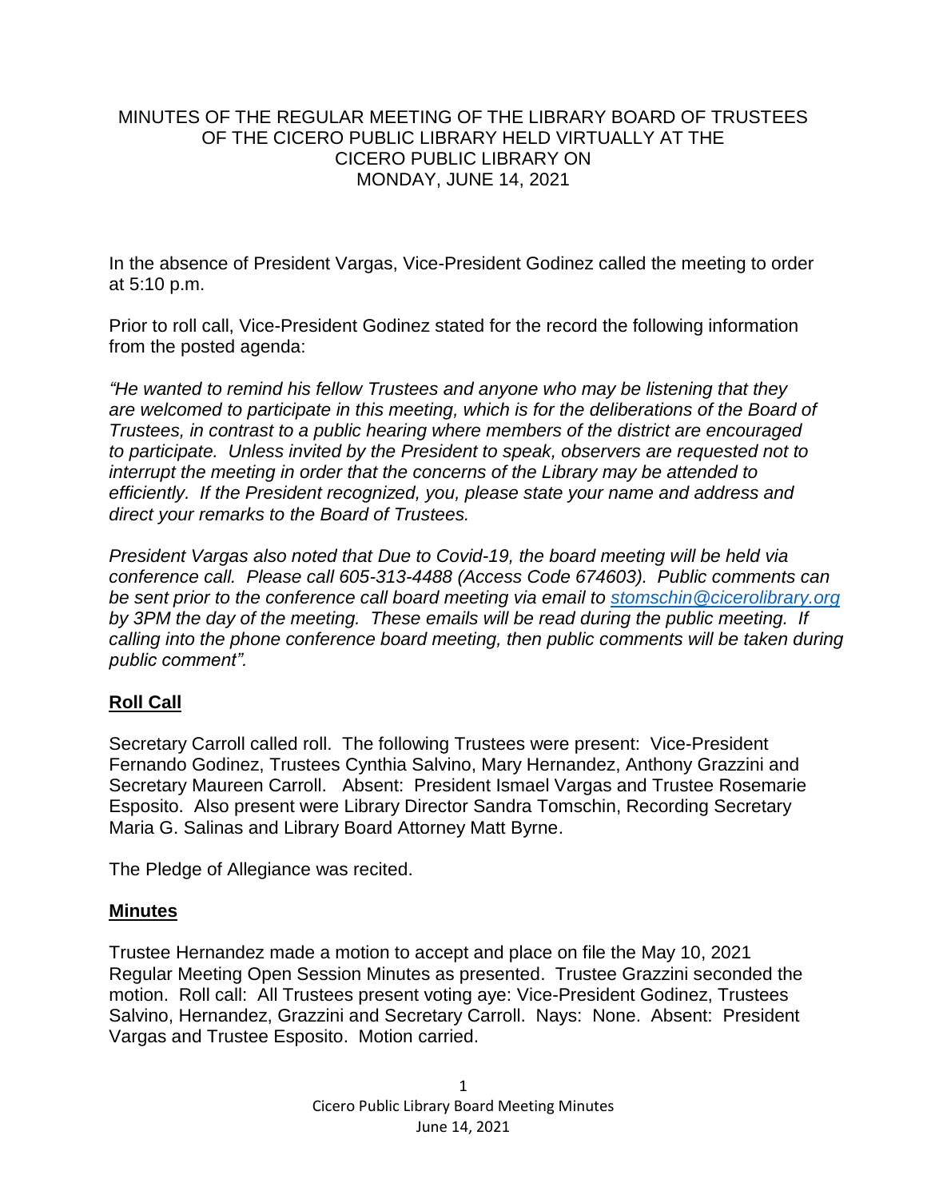MINUTES OF THE REGULAR MEETING OF THE LIBRARY BOARD OF TRUSTEES OF THE CICERO PUBLIC LIBRARY HELD VIRTUALLY AT THE CICERO PUBLIC LIBRARY ON MONDAY, JUNE 14, 2021

In the absence of President Vargas, Vice-President Godinez called the meeting to order at 5:10 p.m.

Prior to roll call, Vice-President Godinez stated for the record the following information from the posted agenda:

*"He wanted to remind his fellow Trustees and anyone who may be listening that they are welcomed to participate in this meeting, which is for the deliberations of the Board of Trustees, in contrast to a public hearing where members of the district are encouraged to participate. Unless invited by the President to speak, observers are requested not to interrupt the meeting in order that the concerns of the Library may be attended to efficiently. If the President recognized, you, please state your name and address and direct your remarks to the Board of Trustees.*

*President Vargas also noted that Due to Covid-19, the board meeting will be held via conference call. Please call 605-313-4488 (Access Code 674603). Public comments can be sent prior to the conference call board meeting via email to stomschin@cicerolibrary.org by 3PM the day of the meeting. These emails will be read during the public meeting. If calling into the phone conference board meeting, then public comments will be taken during public comment".*

## Roll Call

Secretary Carroll called roll. The following Trustees were present: Vice-President Fernando Godinez, Trustees Cynthia Salvino, Mary Hernandez, Anthony Grazzini and Secretary Maureen Carroll. Absent: President Ismael Vargas and Trustee Rosemarie Esposito. Also present were Library Director Sandra Tomschin, Recording Secretary Maria G. Salinas and Library Board Attorney Matt Byrne.

The Pledge of Allegiance was recited.

## Minutes

Trustee Hernandez made a motion to accept and place on file the May 10, 2021 Regular Meeting Open Session Minutes as presented. Trustee Grazzini seconded the motion. Roll call: All Trustees present voting aye: Vice-President Godinez, Trustees Salvino, Hernandez, Grazzini and Secretary Carroll. Nays: None. Absent: President Vargas and Trustee Esposito. Motion carried.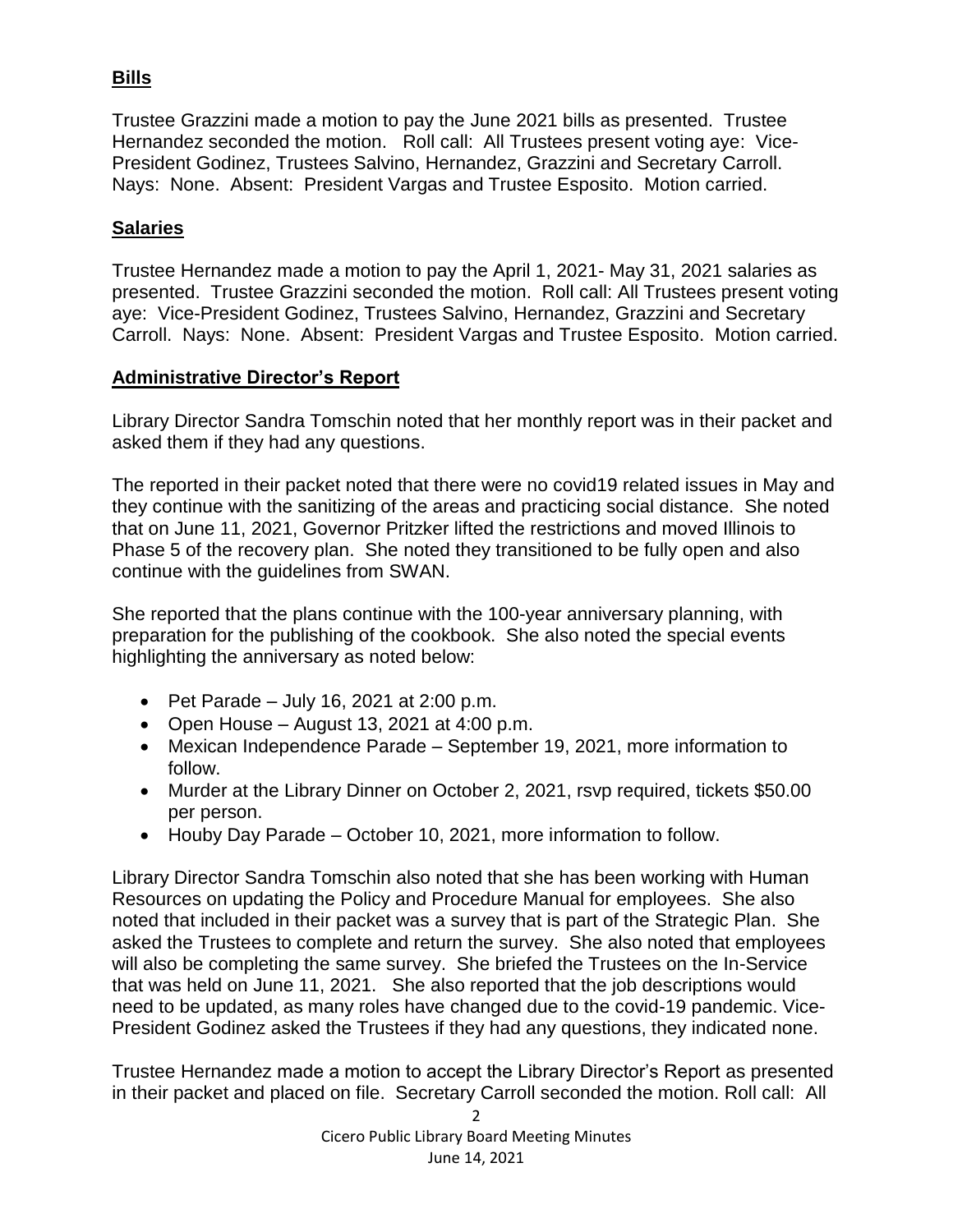## Bills

Trustee Grazzini made a motion to pay the June 2021 bills as presented. Trustee Hernandez seconded the motion. Roll call: All Trustees present voting aye: Vice-President Godinez, Trustees Salvino, Hernandez, Grazzini and Secretary Carroll. Nays: None. Absent: President Vargas and Trustee Esposito. Motion carried.

## Salaries

Trustee Hernandez made a motion to pay the April 1, 2021- May 31, 2021 salaries as presented. Trustee Grazzini seconded the motion. Roll call: All Trustees present voting aye: Vice-President Godinez, Trustees Salvino, Hernandez, Grazzini and Secretary Carroll. Nays: None. Absent: President Vargas and Trustee Esposito. Motion carried.

## Administrative Director's Report

Library Director Sandra Tomschin noted that her monthly report was in their packet and asked them if they had any questions.

The reported in their packet noted that there were no covid19 related issues in May and they continue with the sanitizing of the areas and practicing social distance. She noted that on June 11, 2021, Governor Pritzker lifted the restrictions and moved Illinois to Phase 5 of the recovery plan. She noted they transitioned to be fully open and also continue with the guidelines from SWAN.

She reported that the plans continue with the 100-year anniversary planning, with preparation for the publishing of the cookbook. She also noted the special events highlighting the anniversary as noted below:

- Pet Parade – July 16, 2021 at 2:00 p.m.
- Open House – August 13, 2021 at 4:00 p.m.
- Mexican Independence Parade – September 19, 2021, more information to follow.
- Murder at the Library Dinner on October 2, 2021, rsvp required, tickets $50.00 per person.
- Houby Day Parade – October 10, 2021, more information to follow.

Library Director Sandra Tomschin also noted that she has been working with Human Resources on updating the Policy and Procedure Manual for employees. She also noted that included in their packet was a survey that is part of the Strategic Plan. She asked the Trustees to complete and return the survey. She also noted that employees will also be completing the same survey. She briefed the Trustees on the In-Service that was held on June 11, 2021. She also reported that the job descriptions would need to be updated, as many roles have changed due to the covid-19 pandemic. Vice-President Godinez asked the Trustees if they had any questions, they indicated none.

Trustee Hernandez made a motion to accept the Library Director's Report as presented in their packet and placed on file. Secretary Carroll seconded the motion. Roll call: All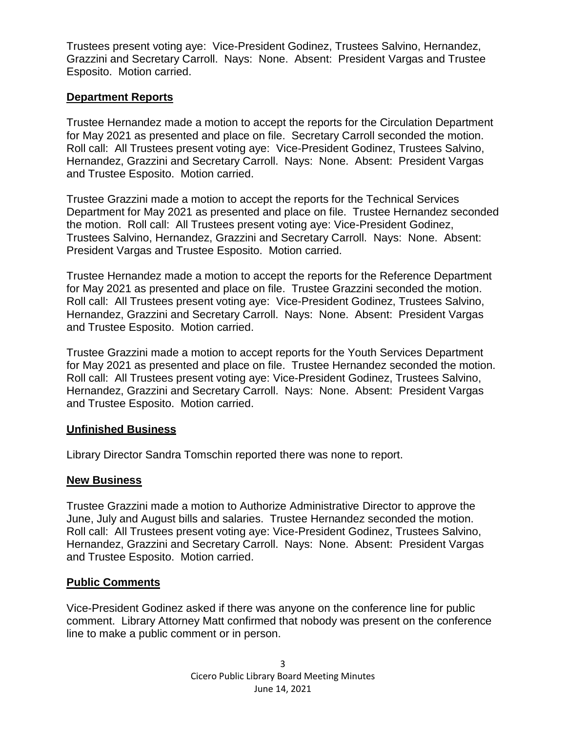Trustees present voting aye: Vice-President Godinez, Trustees Salvino, Hernandez, Grazzini and Secretary Carroll. Nays: None. Absent: President Vargas and Trustee Esposito. Motion carried.

## Department Reports

Trustee Hernandez made a motion to accept the reports for the Circulation Department for May 2021 as presented and place on file. Secretary Carroll seconded the motion. Roll call: All Trustees present voting aye: Vice-President Godinez, Trustees Salvino, Hernandez, Grazzini and Secretary Carroll. Nays: None. Absent: President Vargas and Trustee Esposito. Motion carried.

Trustee Grazzini made a motion to accept the reports for the Technical Services Department for May 2021 as presented and place on file. Trustee Hernandez seconded the motion. Roll call: All Trustees present voting aye: Vice-President Godinez, Trustees Salvino, Hernandez, Grazzini and Secretary Carroll. Nays: None. Absent: President Vargas and Trustee Esposito. Motion carried.

Trustee Hernandez made a motion to accept the reports for the Reference Department for May 2021 as presented and place on file. Trustee Grazzini seconded the motion. Roll call: All Trustees present voting aye: Vice-President Godinez, Trustees Salvino, Hernandez, Grazzini and Secretary Carroll. Nays: None. Absent: President Vargas and Trustee Esposito. Motion carried.

Trustee Grazzini made a motion to accept reports for the Youth Services Department for May 2021 as presented and place on file. Trustee Hernandez seconded the motion. Roll call: All Trustees present voting aye: Vice-President Godinez, Trustees Salvino, Hernandez, Grazzini and Secretary Carroll. Nays: None. Absent: President Vargas and Trustee Esposito. Motion carried.

## Unfinished Business

Library Director Sandra Tomschin reported there was none to report.

## New Business

Trustee Grazzini made a motion to Authorize Administrative Director to approve the June, July and August bills and salaries. Trustee Hernandez seconded the motion. Roll call: All Trustees present voting aye: Vice-President Godinez, Trustees Salvino, Hernandez, Grazzini and Secretary Carroll. Nays: None. Absent: President Vargas and Trustee Esposito. Motion carried.

## Public Comments

Vice-President Godinez asked if there was anyone on the conference line for public comment. Library Attorney Matt confirmed that nobody was present on the conference line to make a public comment or in person.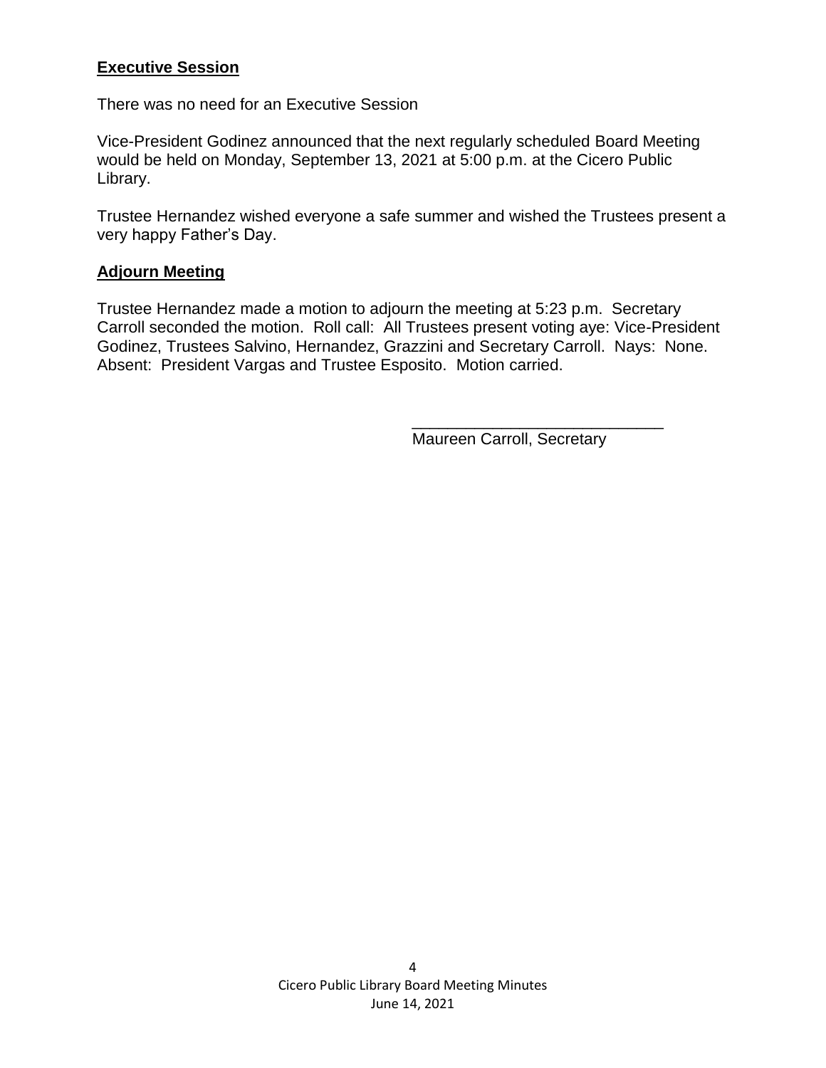**Executive Session**

There was no need for an Executive Session

Vice-President Godinez announced that the next regularly scheduled Board Meeting would be held on Monday, September 13, 2021 at 5:00 p.m. at the Cicero Public Library.

Trustee Hernandez wished everyone a safe summer and wished the Trustees present a very happy Father's Day.

**Adjourn Meeting**

Trustee Hernandez made a motion to adjourn the meeting at 5:23 p.m. Secretary Carroll seconded the motion. Roll call: All Trustees present voting aye: Vice-President Godinez, Trustees Salvino, Hernandez, Grazzini and Secretary Carroll. Nays: None. Absent: President Vargas and Trustee Esposito. Motion carried.

_____________________________
Maureen Carroll, Secretary